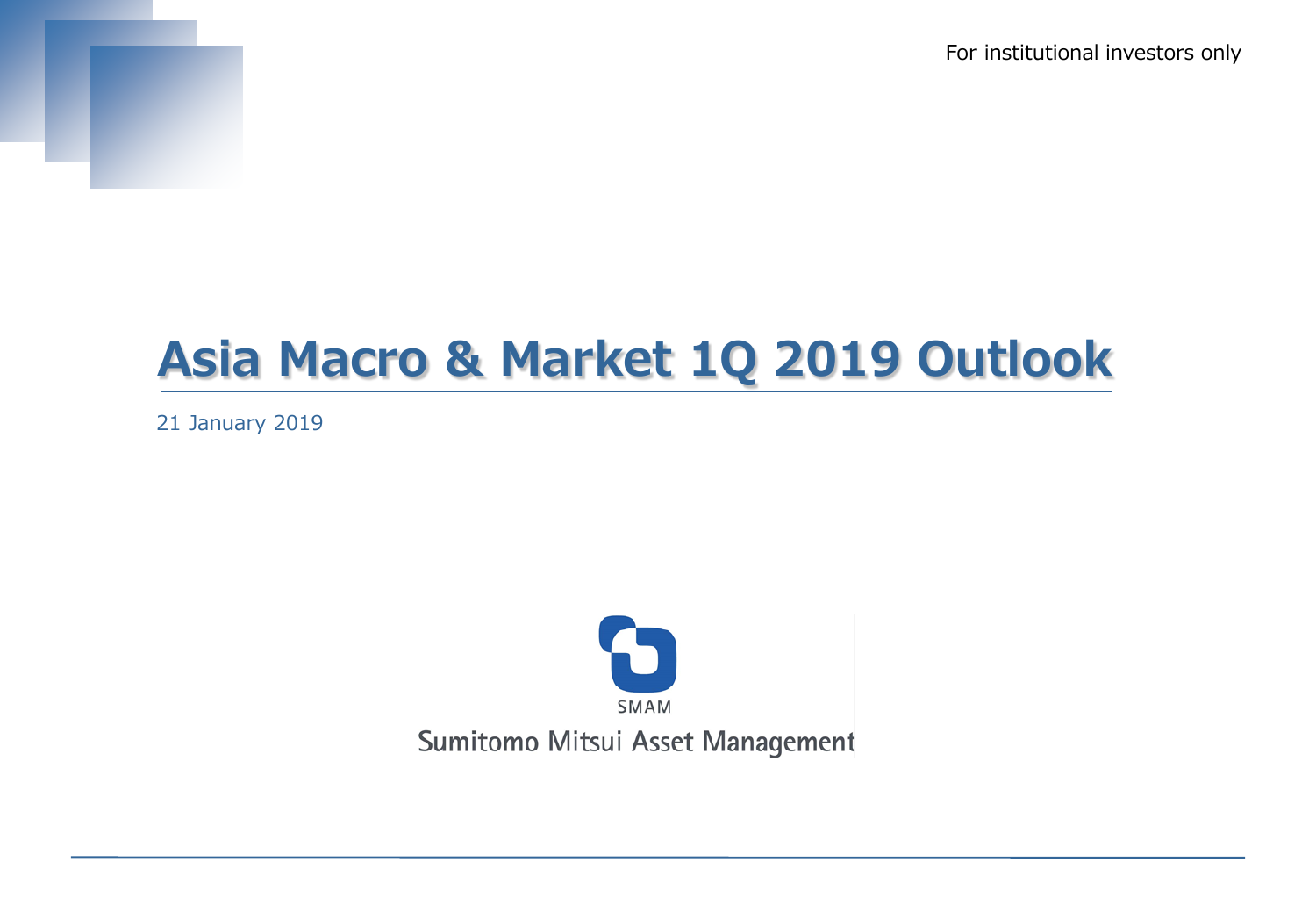For institutional investors only

# Asia Macro & Market 1Q 2019 Outlook

21 January 2019

SMAM

Sumitomo Mitsui Asset Management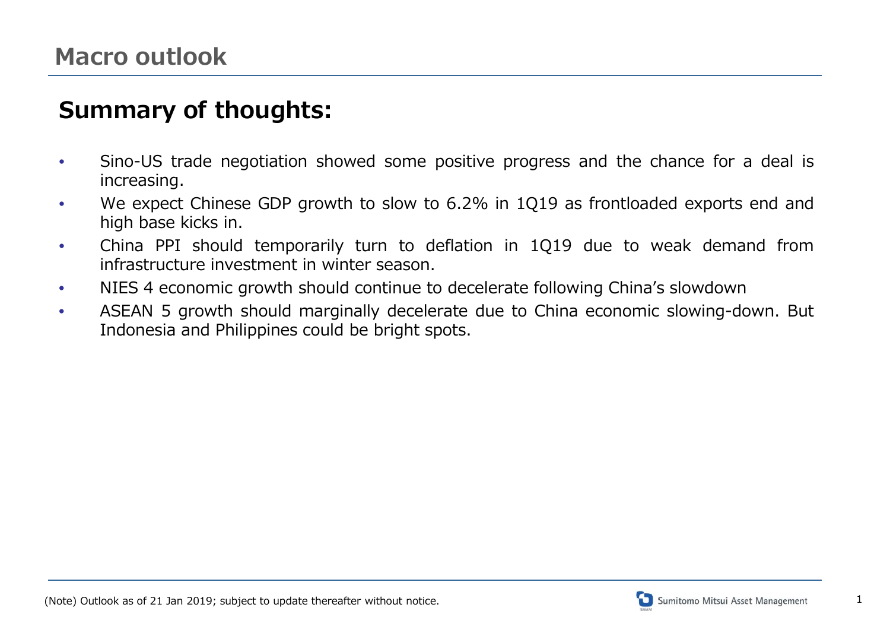# Macro outlook

## Summary of thoughts:

- Sino-US trade negotiation showed some positive progress and the chance for a deal is increasing.
- We expect Chinese GDP growth to slow to 6.2% in 1Q19 as frontloaded exports end and high base kicks in.
- China PPI should temporarily turn to deflation in 1Q19 due to weak demand from infrastructure investment in winter season.
- NIES 4 economic growth should continue to decelerate following China's slowdown
- ASEAN 5 growth should marginally decelerate due to China economic slowing-down. But Indonesia and Philippines could be bright spots.

(Note) Outlook as of 21 Jan 2019; subject to update thereafter without notice.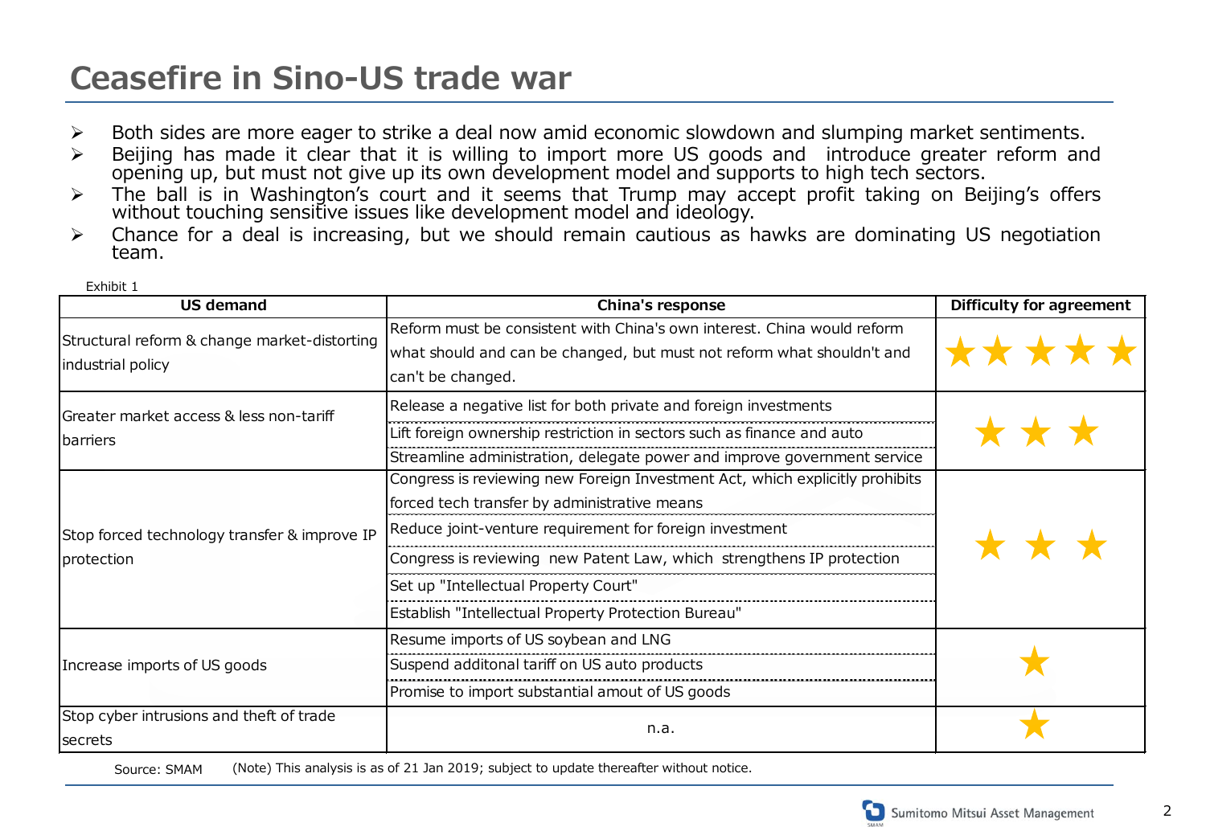# Ceasefire in Sino-US trade war

- Both sides are more eager to strike a deal now amid economic slowdown and slumping market sentiments.
- Beijing has made it clear that it is willing to import more US goods and introduce greater reform and opening up, but must not give up its own development model and supports to high tech sectors.
- The ball is in Washington's court and it seems that Trump may accept profit taking on Beijing's offers without touching sensitive issues like development model and ideology.
- Chance for a deal is increasing, but we should remain cautious as hawks are dominating US negotiation team.

Exhibit 1

| US demand | China's response | Difficulty for agreement |
|---|---|---|
| Structural reform & change market-distorting industrial policy | Reform must be consistent with China's own interest. China would reform what should and can be changed, but must not reform what shouldn't and can't be changed. | ★★★★★ |
| Greater market access & less non-tariff barriers | Release a negative list for both private and foreign investments | ★★★ |
| | Lift foreign ownership restriction in sectors such as finance and auto | |
| | Streamline administration, delegate power and improve government service | |
| Stop forced technology transfer & improve IP protection | Congress is reviewing new Foreign Investment Act, which explicitly prohibits forced tech transfer by administrative means | ★★★ |
| | Reduce joint-venture requirement for foreign investment | |
| | Congress is reviewing new Patent Law, which strengthens IP protection | |
| | Set up "Intellectual Property Court" | |
| | Establish "Intellectual Property Protection Bureau" | |
| Increase imports of US goods | Resume imports of US soybean and LNG | ★ |
| | Suspend additonal tariff on US auto products | |
| | Promise to import substantial amout of US goods | |
| Stop cyber intrusions and theft of trade secrets | n.a. | ★ |

Source: SMAM (Note) This analysis is as of 21 Jan 2019; subject to update thereafter without notice.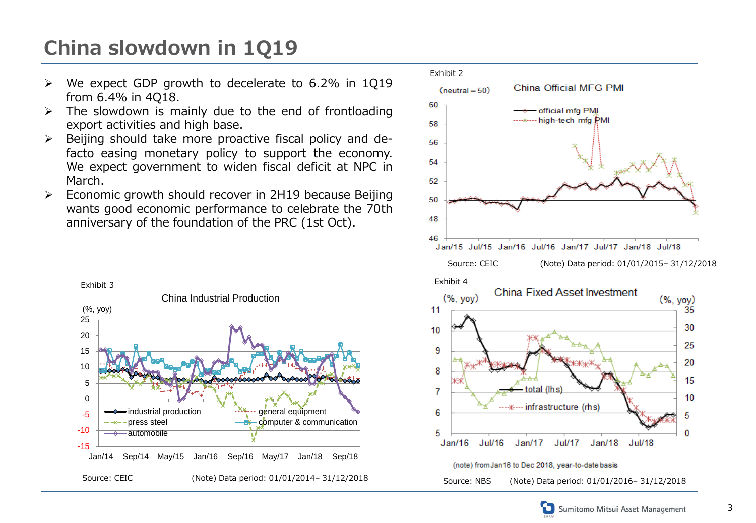# China slowdown in 1Q19

- We expect GDP growth to decelerate to 6.2% in 1Q19 from 6.4% in 4Q18.
- The slowdown is mainly due to the end of frontloading export activities and high base.
- Beijing should take more proactive fiscal policy and de-facto easing monetary policy to support the economy. We expect government to widen fiscal deficit at NPC in March.
- Economic growth should recover in 2H19 because Beijing wants good economic performance to celebrate the 70th anniversary of the foundation of the PRC (1st Oct).

Exhibit 2

China Official MFG PMI

(neutral＝50)

Source: CEIC (Note) Data period: 01/01/2015– 31/12/2018

Exhibit 3

China Industrial Production

(%, yoy)

Source: CEIC (Note) Data period: 01/01/2014– 31/12/2018

Exhibit 4

China Fixed Asset Investment

(note) from Jan16 to Dec 2018, year-to-date basis

Source: NBS (Note) Data period: 01/01/2016– 31/12/2018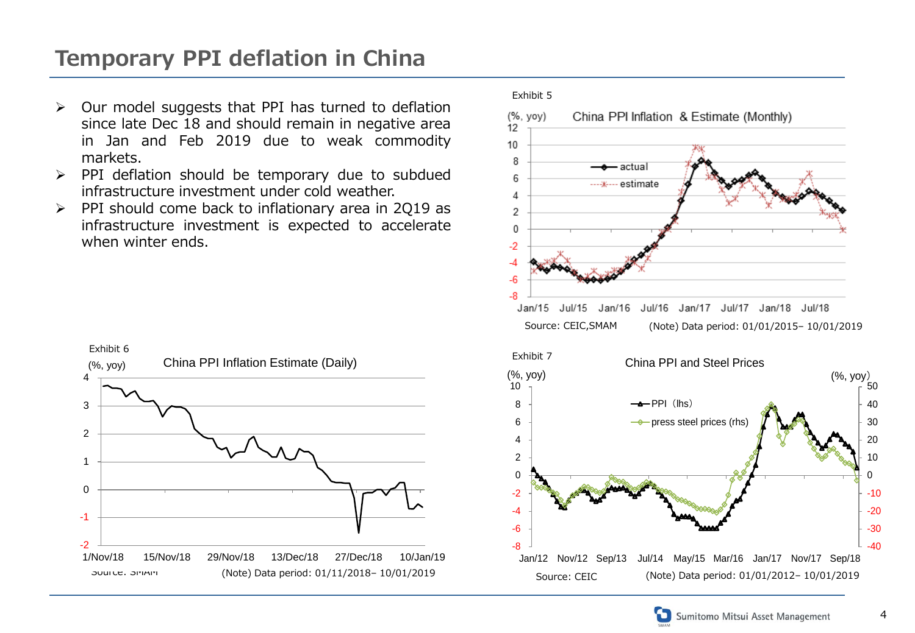# Temporary PPI deflation in China

- Our model suggests that PPI has turned to deflation since late Dec 18 and should remain in negative area in Jan and Feb 2019 due to weak commodity markets.
- PPI deflation should be temporary due to subdued infrastructure investment under cold weather.
- PPI should come back to inflationary area in 2Q19 as infrastructure investment is expected to accelerate when winter ends.

Exhibit 5

China PPI Inflation & Estimate (Monthly)

Source: CEIC,SMAM (Note) Data period: 01/01/2015– 10/01/2019

Exhibit 6

China PPI Inflation Estimate (Daily)

Source: SMAM (Note) Data period: 01/11/2018– 10/01/2019

Exhibit 7

China PPI and Steel Prices

Source: CEIC (Note) Data period: 01/01/2012– 10/01/2019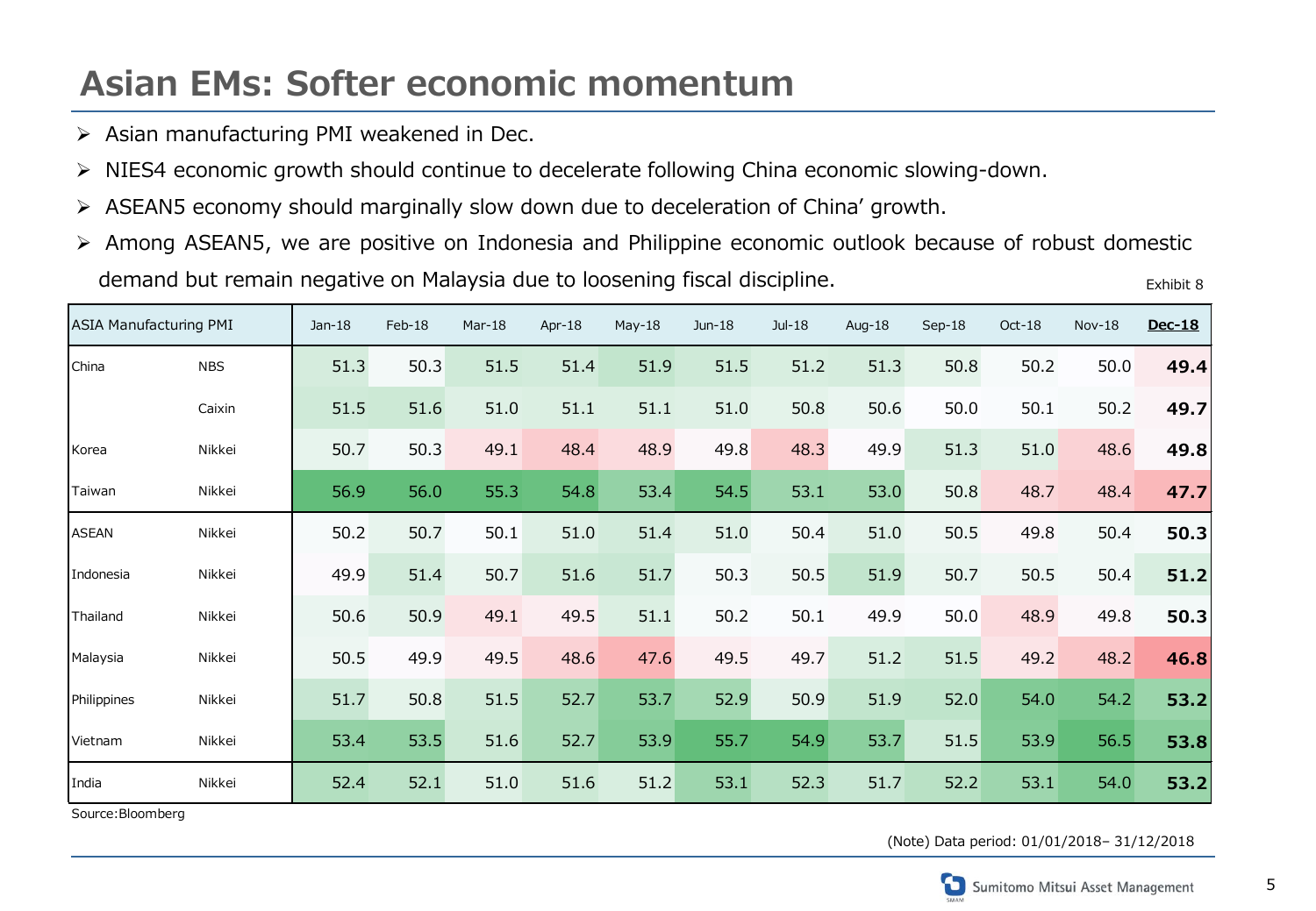# Asian EMs: Softer economic momentum

- Asian manufacturing PMI weakened in Dec.
- NIES4 economic growth should continue to decelerate following China economic slowing-down.
- ASEAN5 economy should marginally slow down due to deceleration of China' growth.
- Among ASEAN5, we are positive on Indonesia and Philippine economic outlook because of robust domestic demand but remain negative on Malaysia due to loosening fiscal discipline.

Exhibit 8

| ASIA Manufacturing PMI | | Jan-18 | Feb-18 | Mar-18 | Apr-18 | May-18 | Jun-18 | Jul-18 | Aug-18 | Sep-18 | Oct-18 | Nov-18 | **Dec-18** |
|---|---|---|---|---|---|---|---|---|---|---|---|---|---|
| China | NBS | 51.3 | 50.3 | 51.5 | 51.4 | 51.9 | 51.5 | 51.2 | 51.3 | 50.8 | 50.2 | 50.0 | **49.4** |
| | Caixin | 51.5 | 51.6 | 51.0 | 51.1 | 51.1 | 51.0 | 50.8 | 50.6 | 50.0 | 50.1 | 50.2 | **49.7** |
| Korea | Nikkei | 50.7 | 50.3 | 49.1 | 48.4 | 48.9 | 49.8 | 48.3 | 49.9 | 51.3 | 51.0 | 48.6 | **49.8** |
| Taiwan | Nikkei | 56.9 | 56.0 | 55.3 | 54.8 | 53.4 | 54.5 | 53.1 | 53.0 | 50.8 | 48.7 | 48.4 | **47.7** |
| ASEAN | Nikkei | 50.2 | 50.7 | 50.1 | 51.0 | 51.4 | 51.0 | 50.4 | 51.0 | 50.5 | 49.8 | 50.4 | **50.3** |
| Indonesia | Nikkei | 49.9 | 51.4 | 50.7 | 51.6 | 51.7 | 50.3 | 50.5 | 51.9 | 50.7 | 50.5 | 50.4 | **51.2** |
| Thailand | Nikkei | 50.6 | 50.9 | 49.1 | 49.5 | 51.1 | 50.2 | 50.1 | 49.9 | 50.0 | 48.9 | 49.8 | **50.3** |
| Malaysia | Nikkei | 50.5 | 49.9 | 49.5 | 48.6 | 47.6 | 49.5 | 49.7 | 51.2 | 51.5 | 49.2 | 48.2 | **46.8** |
| Philippines | Nikkei | 51.7 | 50.8 | 51.5 | 52.7 | 53.7 | 52.9 | 50.9 | 51.9 | 52.0 | 54.0 | 54.2 | **53.2** |
| Vietnam | Nikkei | 53.4 | 53.5 | 51.6 | 52.7 | 53.9 | 55.7 | 54.9 | 53.7 | 51.5 | 53.9 | 56.5 | **53.8** |
| India | Nikkei | 52.4 | 52.1 | 51.0 | 51.6 | 51.2 | 53.1 | 52.3 | 51.7 | 52.2 | 53.1 | 54.0 | **53.2** |

Source:Bloomberg

(Note) Data period: 01/01/2018– 31/12/2018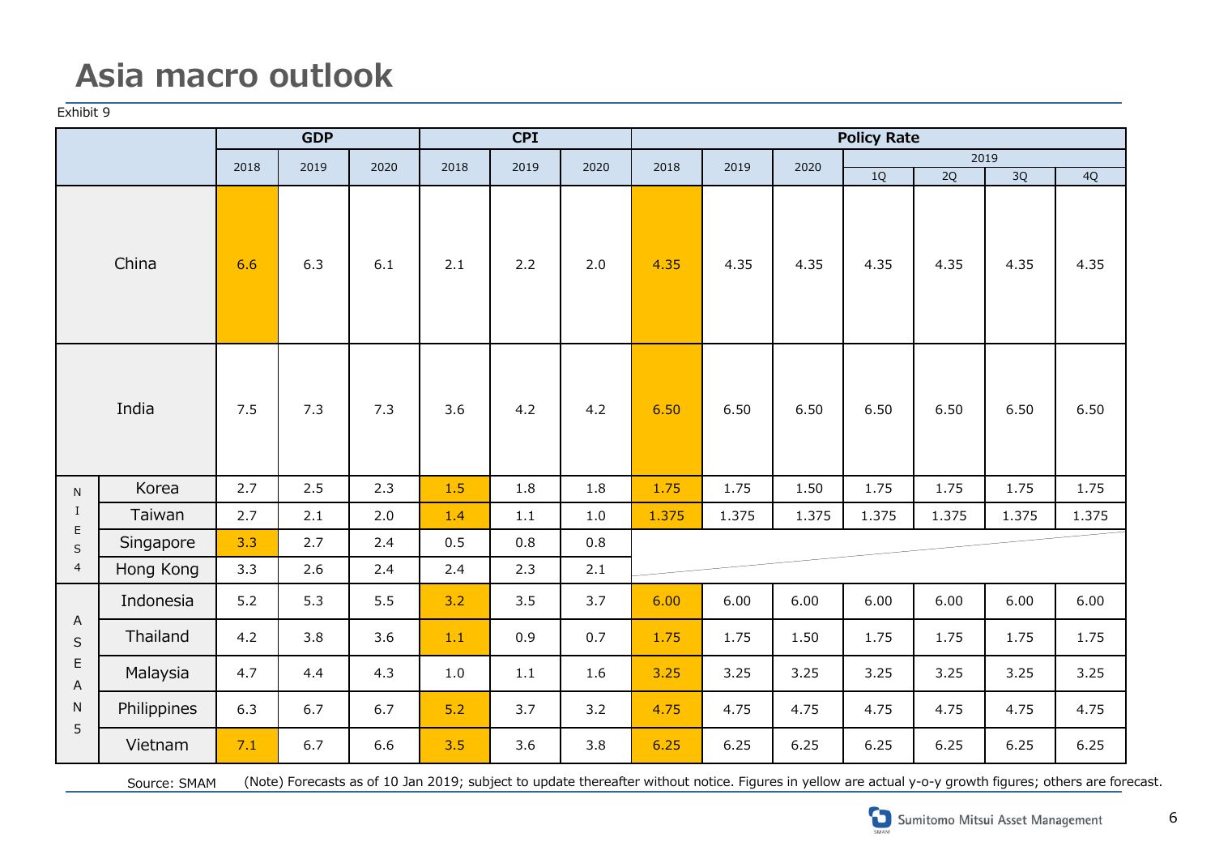# Asia macro outlook

Exhibit 9

| | | GDP | | | CPI | | | Policy Rate | | | | | | |
|---|---|---|---|---|---|---|---|---|---|---|---|---|---|---|
| | | | | | | | | | | | 2019 | | | |
| | | 2018 | 2019 | 2020 | 2018 | 2019 | 2020 | 2018 | 2019 | 2020 | 1Q | 2Q | 3Q | 4Q |
| China | | 6.6 | 6.3 | 6.1 | 2.1 | 2.2 | 2.0 | 4.35 | 4.35 | 4.35 | 4.35 | 4.35 | 4.35 | 4.35 |
| India | | 7.5 | 7.3 | 7.3 | 3.6 | 4.2 | 4.2 | 6.50 | 6.50 | 6.50 | 6.50 | 6.50 | 6.50 | 6.50 |
| NIES4 | Korea | 2.7 | 2.5 | 2.3 | 1.5 | 1.8 | 1.8 | 1.75 | 1.75 | 1.50 | 1.75 | 1.75 | 1.75 | 1.75 |
| | Taiwan | 2.7 | 2.1 | 2.0 | 1.4 | 1.1 | 1.0 | 1.375 | 1.375 | 1.375 | 1.375 | 1.375 | 1.375 | 1.375 |
| | Singapore | 3.3 | 2.7 | 2.4 | 0.5 | 0.8 | 0.8 | | | | | | | |
| | Hong Kong | 3.3 | 2.6 | 2.4 | 2.4 | 2.3 | 2.1 | | | | | | | |
| ASEAN5 | Indonesia | 5.2 | 5.3 | 5.5 | 3.2 | 3.5 | 3.7 | 6.00 | 6.00 | 6.00 | 6.00 | 6.00 | 6.00 | 6.00 |
| | Thailand | 4.2 | 3.8 | 3.6 | 1.1 | 0.9 | 0.7 | 1.75 | 1.75 | 1.50 | 1.75 | 1.75 | 1.75 | 1.75 |
| | Malaysia | 4.7 | 4.4 | 4.3 | 1.0 | 1.1 | 1.6 | 3.25 | 3.25 | 3.25 | 3.25 | 3.25 | 3.25 | 3.25 |
| | Philippines | 6.3 | 6.7 | 6.7 | 5.2 | 3.7 | 3.2 | 4.75 | 4.75 | 4.75 | 4.75 | 4.75 | 4.75 | 4.75 |
| | Vietnam | 7.1 | 6.7 | 6.6 | 3.5 | 3.6 | 3.8 | 6.25 | 6.25 | 6.25 | 6.25 | 6.25 | 6.25 | 6.25 |

Source: SMAM (Note) Forecasts as of 10 Jan 2019; subject to update thereafter without notice. Figures in yellow are actual y-o-y growth figures; others are forecast.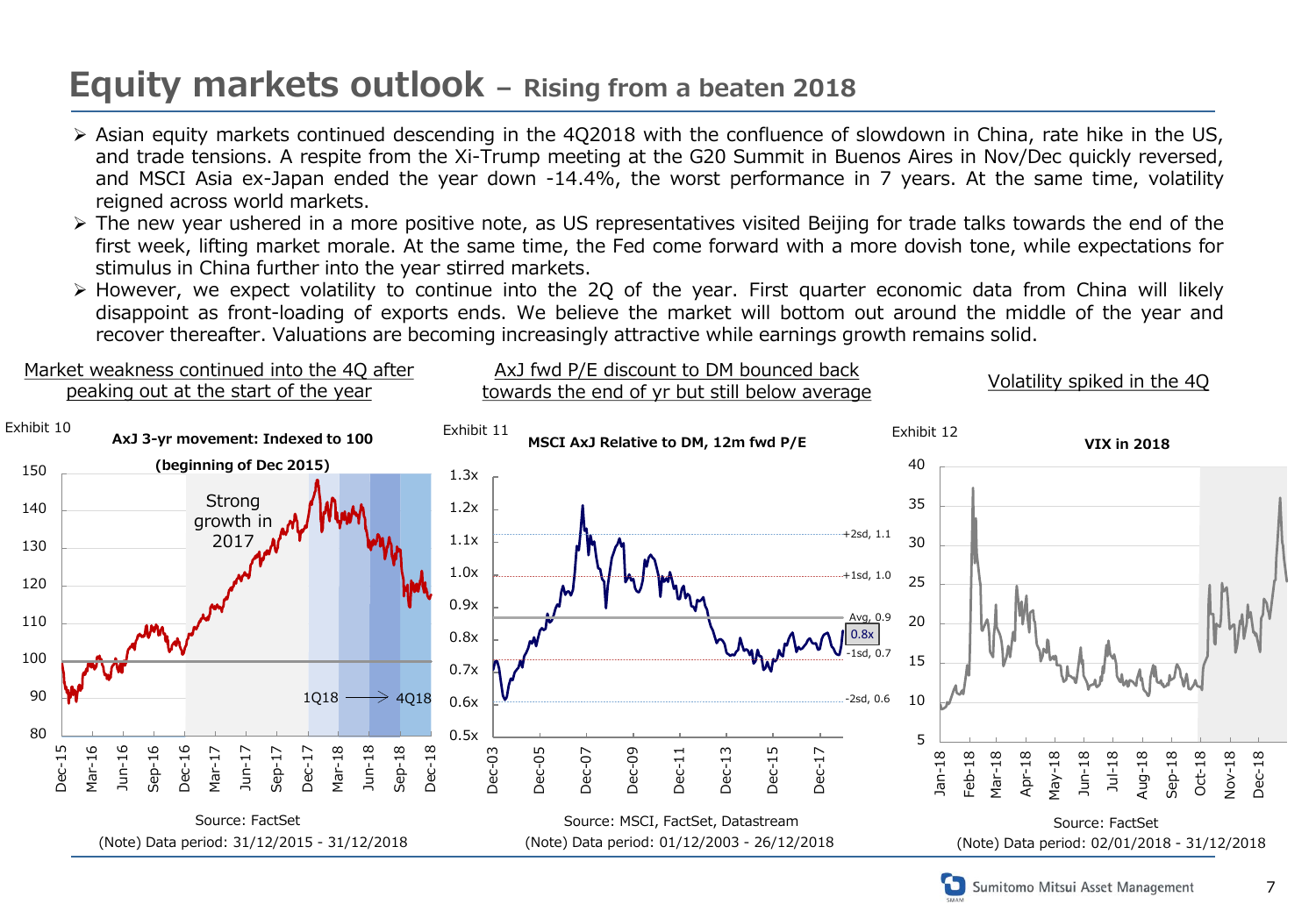# Equity markets outlook – Rising from a beaten 2018

- Asian equity markets continued descending in the 4Q2018 with the confluence of slowdown in China, rate hike in the US, and trade tensions. A respite from the Xi-Trump meeting at the G20 Summit in Buenos Aires in Nov/Dec quickly reversed, and MSCI Asia ex-Japan ended the year down -14.4%, the worst performance in 7 years. At the same time, volatility reigned across world markets.
- The new year ushered in a more positive note, as US representatives visited Beijing for trade talks towards the end of the first week, lifting market morale. At the same time, the Fed come forward with a more dovish tone, while expectations for stimulus in China further into the year stirred markets.
- However, we expect volatility to continue into the 2Q of the year. First quarter economic data from China will likely disappoint as front-loading of exports ends. We believe the market will bottom out around the middle of the year and recover thereafter. Valuations are becoming increasingly attractive while earnings growth remains solid.

Market weakness continued into the 4Q after peaking out at the start of the year

Exhibit 10

AxJ 3-yr movement: Indexed to 100 (beginning of Dec 2015)

Source: FactSet

(Note) Data period: 31/12/2015 - 31/12/2018

AxJ fwd P/E discount to DM bounced back towards the end of yr but still below average

Exhibit 11

MSCI AxJ Relative to DM, 12m fwd P/E

Source: MSCI, FactSet, Datastream

(Note) Data period: 01/12/2003 - 26/12/2018

Volatility spiked in the 4Q

Exhibit 12

VIX in 2018

Source: FactSet

(Note) Data period: 02/01/2018 - 31/12/2018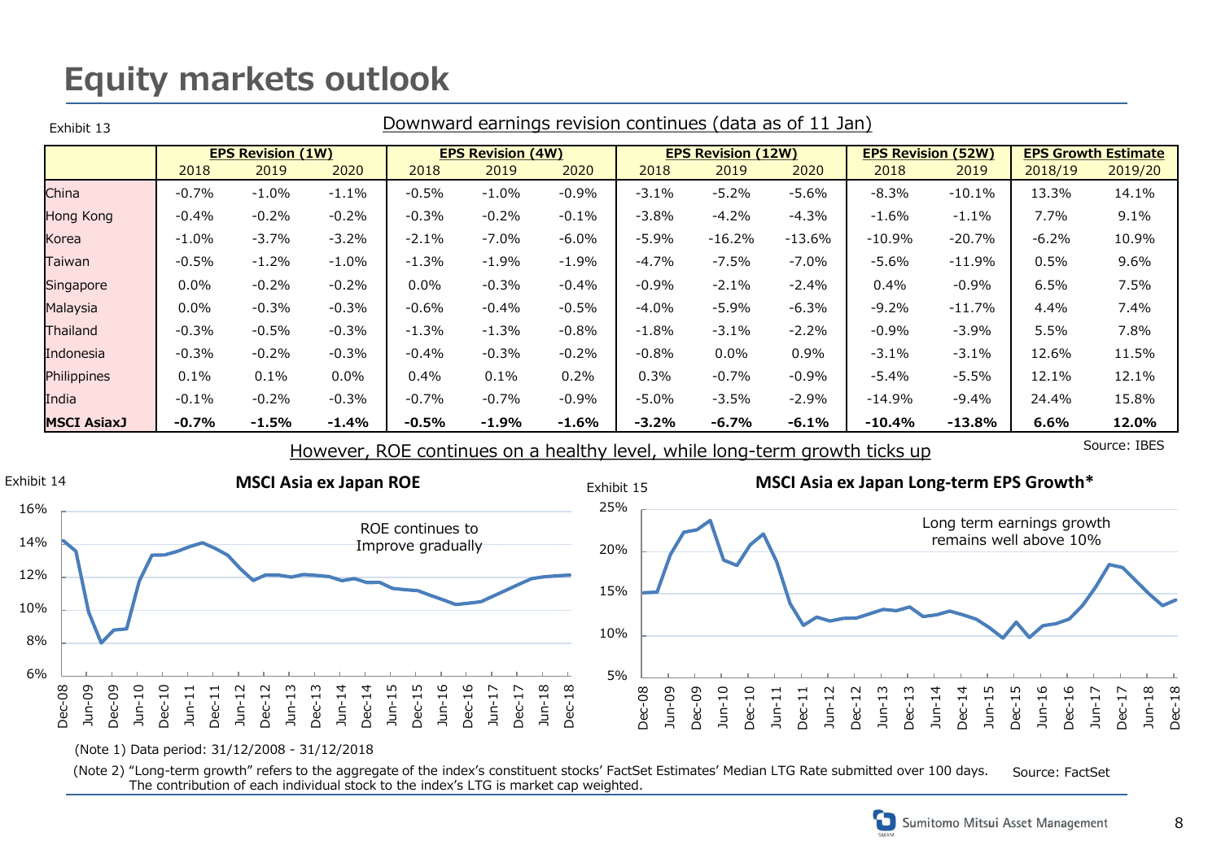# Equity markets outlook

Exhibit 13

Downward earnings revision continues (data as of 11 Jan)

| | EPS Revision (1W) | | | EPS Revision (4W) | | | EPS Revision (12W) | | | EPS Revision (52W) | | EPS Growth Estimate | |
|---|---|---|---|---|---|---|---|---|---|---|---|---|---|
| | 2018 | 2019 | 2020 | 2018 | 2019 | 2020 | 2018 | 2019 | 2020 | 2018 | 2019 | 2018/19 | 2019/20 |
| China | -0.7% | -1.0% | -1.1% | -0.5% | -1.0% | -0.9% | -3.1% | -5.2% | -5.6% | -8.3% | -10.1% | 13.3% | 14.1% |
| Hong Kong | -0.4% | -0.2% | -0.2% | -0.3% | -0.2% | -0.1% | -3.8% | -4.2% | -4.3% | -1.6% | -1.1% | 7.7% | 9.1% |
| Korea | -1.0% | -3.7% | -3.2% | -2.1% | -7.0% | -6.0% | -5.9% | -16.2% | -13.6% | -10.9% | -20.7% | -6.2% | 10.9% |
| Taiwan | -0.5% | -1.2% | -1.0% | -1.3% | -1.9% | -1.9% | -4.7% | -7.5% | -7.0% | -5.6% | -11.9% | 0.5% | 9.6% |
| Singapore | 0.0% | -0.2% | -0.2% | 0.0% | -0.3% | -0.4% | -0.9% | -2.1% | -2.4% | 0.4% | -0.9% | 6.5% | 7.5% |
| Malaysia | 0.0% | -0.3% | -0.3% | -0.6% | -0.4% | -0.5% | -4.0% | -5.9% | -6.3% | -9.2% | -11.7% | 4.4% | 7.4% |
| Thailand | -0.3% | -0.5% | -0.3% | -1.3% | -1.3% | -0.8% | -1.8% | -3.1% | -2.2% | -0.9% | -3.9% | 5.5% | 7.8% |
| Indonesia | -0.3% | -0.2% | -0.3% | -0.4% | -0.3% | -0.2% | -0.8% | 0.0% | 0.9% | -3.1% | -3.1% | 12.6% | 11.5% |
| Philippines | 0.1% | 0.1% | 0.0% | 0.4% | 0.1% | 0.2% | 0.3% | -0.7% | -0.9% | -5.4% | -5.5% | 12.1% | 12.1% |
| India | -0.1% | -0.2% | -0.3% | -0.7% | -0.7% | -0.9% | -5.0% | -3.5% | -2.9% | -14.9% | -9.4% | 24.4% | 15.8% |
| **MSCI AsiaxJ** | **-0.7%** | **-1.5%** | **-1.4%** | **-0.5%** | **-1.9%** | **-1.6%** | **-3.2%** | **-6.7%** | **-6.1%** | **-10.4%** | **-13.8%** | **6.6%** | **12.0%** |

Source: IBES

However, ROE continues on a healthy level, while long-term growth ticks up

Exhibit 14

**MSCI Asia ex Japan ROE**

ROE continues to Improve gradually

Exhibit 15

**MSCI Asia ex Japan Long-term EPS Growth***

Long term earnings growth remains well above 10%

(Note 1) Data period: 31/12/2008 - 31/12/2018

(Note 2) "Long-term growth" refers to the aggregate of the index's constituent stocks' FactSet Estimates' Median LTG Rate submitted over 100 days. The contribution of each individual stock to the index's LTG is market cap weighted.

Source: FactSet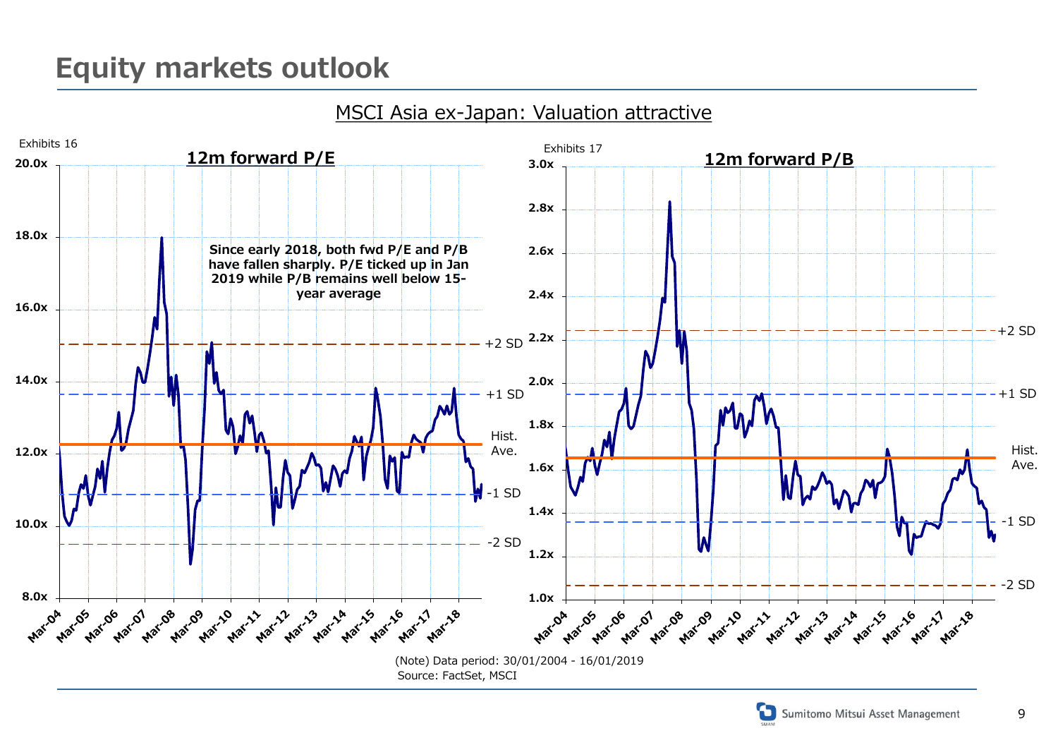# Equity markets outlook

## MSCI Asia ex-Japan: Valuation attractive

Exhibits 16

**12m forward P/E**

**Since early 2018, both fwd P/E and P/B have fallen sharply. P/E ticked up in Jan 2019 while P/B remains well below 15-year average**

Exhibits 17

**12m forward P/B**

(Note) Data period: 30/01/2004 - 16/01/2019

Source: FactSet, MSCI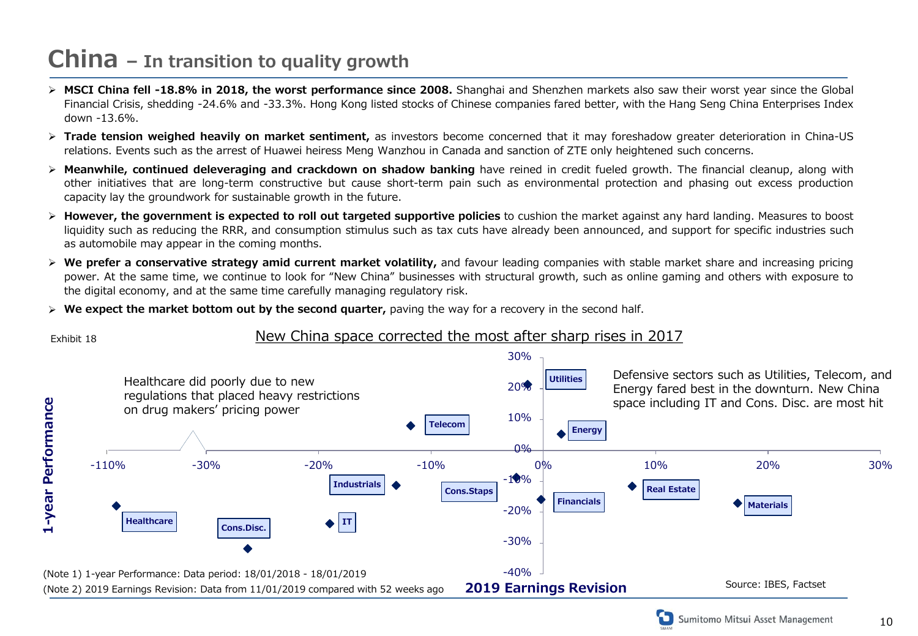# China – In transition to quality growth

- **MSCI China fell -18.8% in 2018, the worst performance since 2008.** Shanghai and Shenzhen markets also saw their worst year since the Global Financial Crisis, shedding -24.6% and -33.3%. Hong Kong listed stocks of Chinese companies fared better, with the Hang Seng China Enterprises Index down -13.6%.
- **Trade tension weighed heavily on market sentiment,** as investors become concerned that it may foreshadow greater deterioration in China-US relations. Events such as the arrest of Huawei heiress Meng Wanzhou in Canada and sanction of ZTE only heightened such concerns.
- **Meanwhile, continued deleveraging and crackdown on shadow banking** have reined in credit fueled growth. The financial cleanup, along with other initiatives that are long-term constructive but cause short-term pain such as environmental protection and phasing out excess production capacity lay the groundwork for sustainable growth in the future.
- **However, the government is expected to roll out targeted supportive policies** to cushion the market against any hard landing. Measures to boost liquidity such as reducing the RRR, and consumption stimulus such as tax cuts have already been announced, and support for specific industries such as automobile may appear in the coming months.
- **We prefer a conservative strategy amid current market volatility,** and favour leading companies with stable market share and increasing pricing power. At the same time, we continue to look for "New China" businesses with structural growth, such as online gaming and others with exposure to the digital economy, and at the same time carefully managing regulatory risk.
- **We expect the market bottom out by the second quarter,** paving the way for a recovery in the second half.

Exhibit 18

New China space corrected the most after sharp rises in 2017

Healthcare did poorly due to new regulations that placed heavy restrictions on drug makers' pricing power

Defensive sectors such as Utilities, Telecom, and Energy fared best in the downturn. New China space including IT and Cons. Disc. are most hit

(Note 1) 1-year Performance: Data period: 18/01/2018 - 18/01/2019

(Note 2) 2019 Earnings Revision: Data from 11/01/2019 compared with 52 weeks ago

Source: IBES, Factset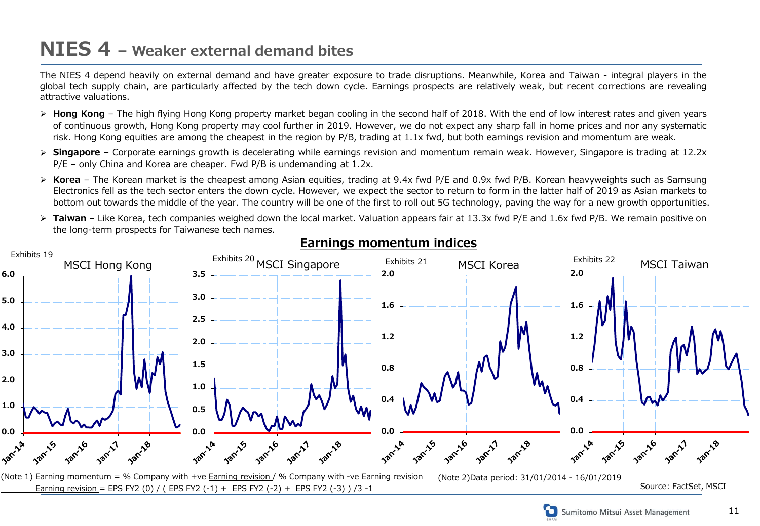# NIES 4 – Weaker external demand bites

The NIES 4 depend heavily on external demand and have greater exposure to trade disruptions. Meanwhile, Korea and Taiwan - integral players in the global tech supply chain, are particularly affected by the tech down cycle. Earnings prospects are relatively weak, but recent corrections are revealing attractive valuations.

- **Hong Kong** – The high flying Hong Kong property market began cooling in the second half of 2018. With the end of low interest rates and given years of continuous growth, Hong Kong property may cool further in 2019. However, we do not expect any sharp fall in home prices and nor any systematic risk. Hong Kong equities are among the cheapest in the region by P/B, trading at 1.1x fwd, but both earnings revision and momentum are weak.
- **Singapore** – Corporate earnings growth is decelerating while earnings revision and momentum remain weak. However, Singapore is trading at 12.2x P/E – only China and Korea are cheaper. Fwd P/B is undemanding at 1.2x.
- **Korea** – The Korean market is the cheapest among Asian equities, trading at 9.4x fwd P/E and 0.9x fwd P/B. Korean heavyweights such as Samsung Electronics fell as the tech sector enters the down cycle. However, we expect the sector to return to form in the latter half of 2019 as Asian markets to bottom out towards the middle of the year. The country will be one of the first to roll out 5G technology, paving the way for a new growth opportunities.
- **Taiwan** – Like Korea, tech companies weighed down the local market. Valuation appears fair at 13.3x fwd P/E and 1.6x fwd P/B. We remain positive on the long-term prospects for Taiwanese tech names.

## Earnings momentum indices

Exhibits 19 — MSCI Hong Kong

Exhibits 20 — MSCI Singapore

Exhibits 21 — MSCI Korea

Exhibits 22 — MSCI Taiwan

(Note 1) Earning momentum = % Company with +ve Earning revision / % Company with -ve Earning revision
Earning revision = EPS FY2 (0) / ( EPS FY2 (-1) + EPS FY2 (-2) + EPS FY2 (-3) ) /3 -1

(Note 2)Data period: 31/01/2014 - 16/01/2019

Source: FactSet, MSCI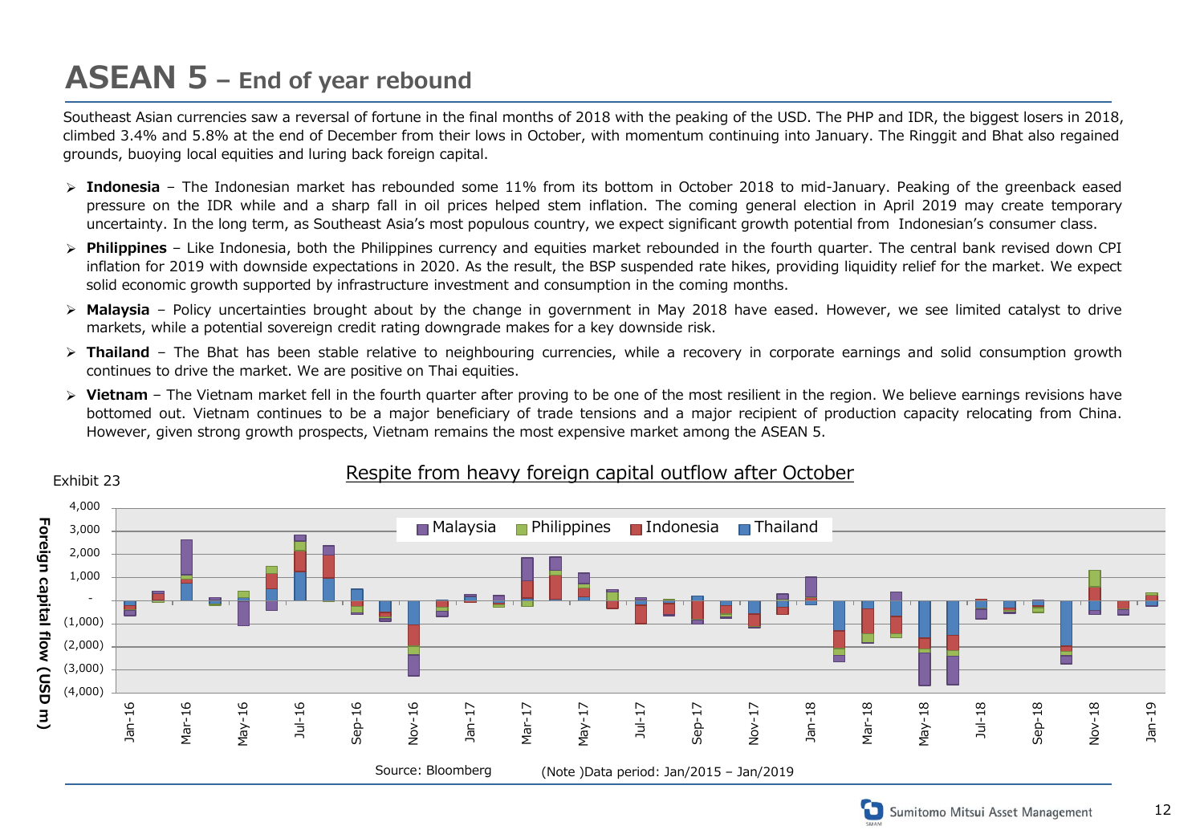# ASEAN 5 – End of year rebound

Southeast Asian currencies saw a reversal of fortune in the final months of 2018 with the peaking of the USD. The PHP and IDR, the biggest losers in 2018, climbed 3.4% and 5.8% at the end of December from their lows in October, with momentum continuing into January. The Ringgit and Bhat also regained grounds, buoying local equities and luring back foreign capital.

- **Indonesia** – The Indonesian market has rebounded some 11% from its bottom in October 2018 to mid-January. Peaking of the greenback eased pressure on the IDR while and a sharp fall in oil prices helped stem inflation. The coming general election in April 2019 may create temporary uncertainty. In the long term, as Southeast Asia's most populous country, we expect significant growth potential from Indonesian's consumer class.
- **Philippines** – Like Indonesia, both the Philippines currency and equities market rebounded in the fourth quarter. The central bank revised down CPI inflation for 2019 with downside expectations in 2020. As the result, the BSP suspended rate hikes, providing liquidity relief for the market. We expect solid economic growth supported by infrastructure investment and consumption in the coming months.
- **Malaysia** – Policy uncertainties brought about by the change in government in May 2018 have eased. However, we see limited catalyst to drive markets, while a potential sovereign credit rating downgrade makes for a key downside risk.
- **Thailand** – The Bhat has been stable relative to neighbouring currencies, while a recovery in corporate earnings and solid consumption growth continues to drive the market. We are positive on Thai equities.
- **Vietnam** – The Vietnam market fell in the fourth quarter after proving to be one of the most resilient in the region. We believe earnings revisions have bottomed out. Vietnam continues to be a major beneficiary of trade tensions and a major recipient of production capacity relocating from China. However, given strong growth prospects, Vietnam remains the most expensive market among the ASEAN 5.

Exhibit 23

Respite from heavy foreign capital outflow after October

Source: Bloomberg (Note )Data period: Jan/2015 – Jan/2019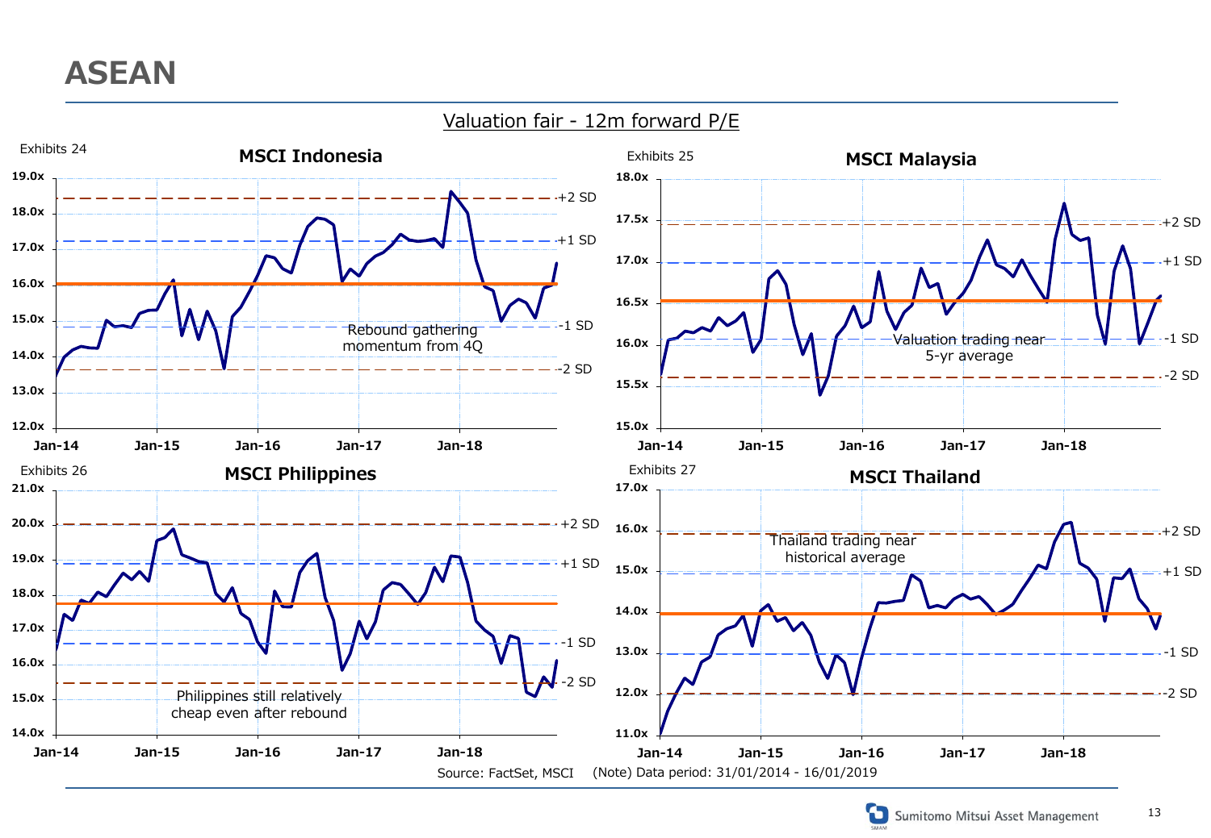# ASEAN

## Valuation fair - 12m forward P/E

Exhibits 24

**MSCI Indonesia**

Rebound gathering momentum from 4Q

Exhibits 25

**MSCI Malaysia**

Valuation trading near 5-yr average

Exhibits 26

**MSCI Philippines**

Philippines still relatively cheap even after rebound

Exhibits 27

**MSCI Thailand**

Thailand trading near historical average

Source: FactSet, MSCI (Note) Data period: 31/01/2014 - 16/01/2019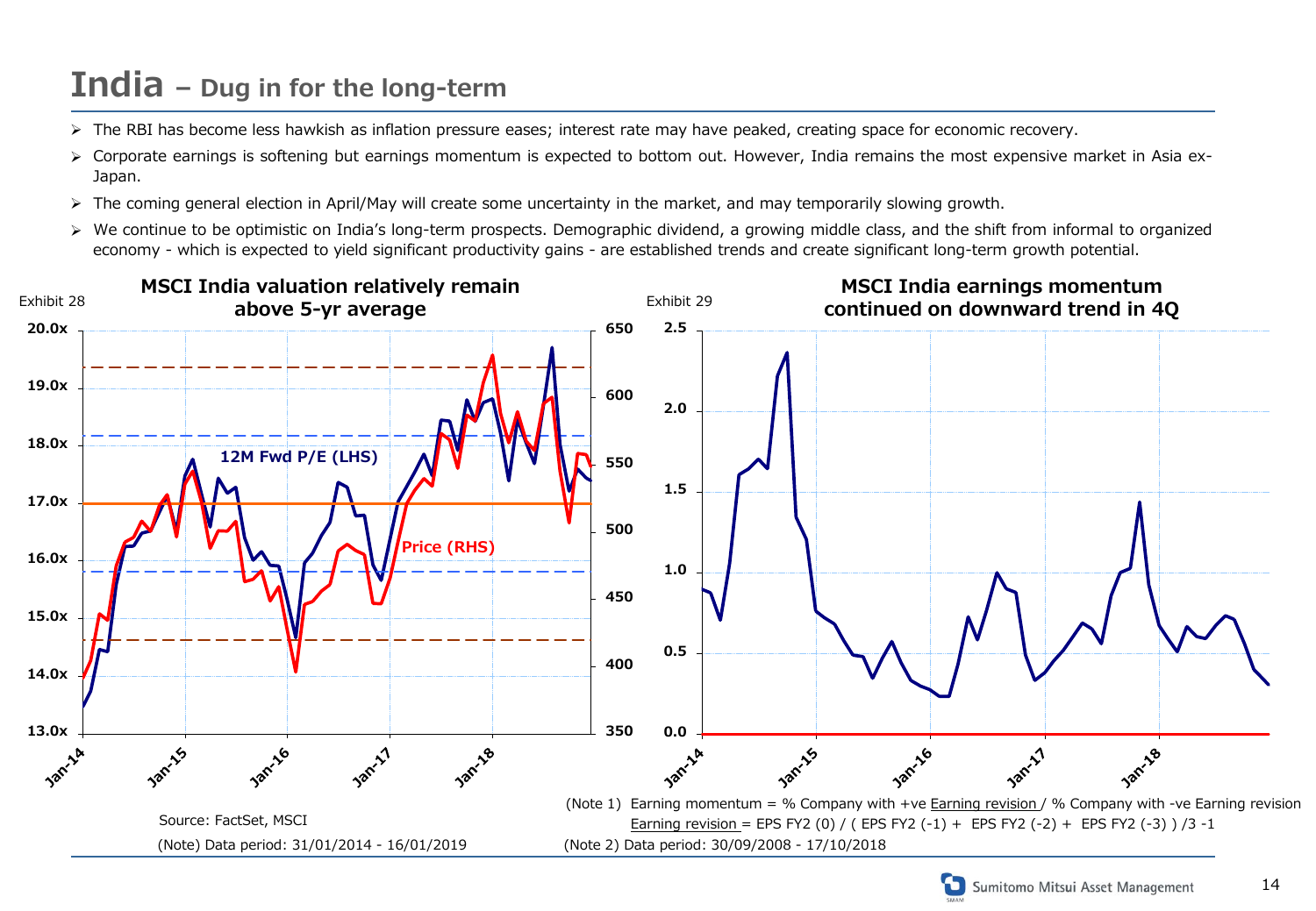# India – Dug in for the long-term

- The RBI has become less hawkish as inflation pressure eases; interest rate may have peaked, creating space for economic recovery.
- Corporate earnings is softening but earnings momentum is expected to bottom out. However, India remains the most expensive market in Asia ex-Japan.
- The coming general election in April/May will create some uncertainty in the market, and may temporarily slowing growth.
- We continue to be optimistic on India's long-term prospects. Demographic dividend, a growing middle class, and the shift from informal to organized economy - which is expected to yield significant productivity gains - are established trends and create significant long-term growth potential.

Exhibit 28

**MSCI India valuation relatively remain above 5-yr average**

12M Fwd P/E (LHS)

Price (RHS)

Source: FactSet, MSCI

(Note) Data period: 31/01/2014 - 16/01/2019

Exhibit 29

**MSCI India earnings momentum continued on downward trend in 4Q**

(Note 1) Earning momentum = % Company with +ve Earning revision / % Company with -ve Earning revision
Earning revision = EPS FY2 (0) / ( EPS FY2 (-1) + EPS FY2 (-2) + EPS FY2 (-3) ) /3 -1

(Note 2) Data period: 30/09/2008 - 17/10/2018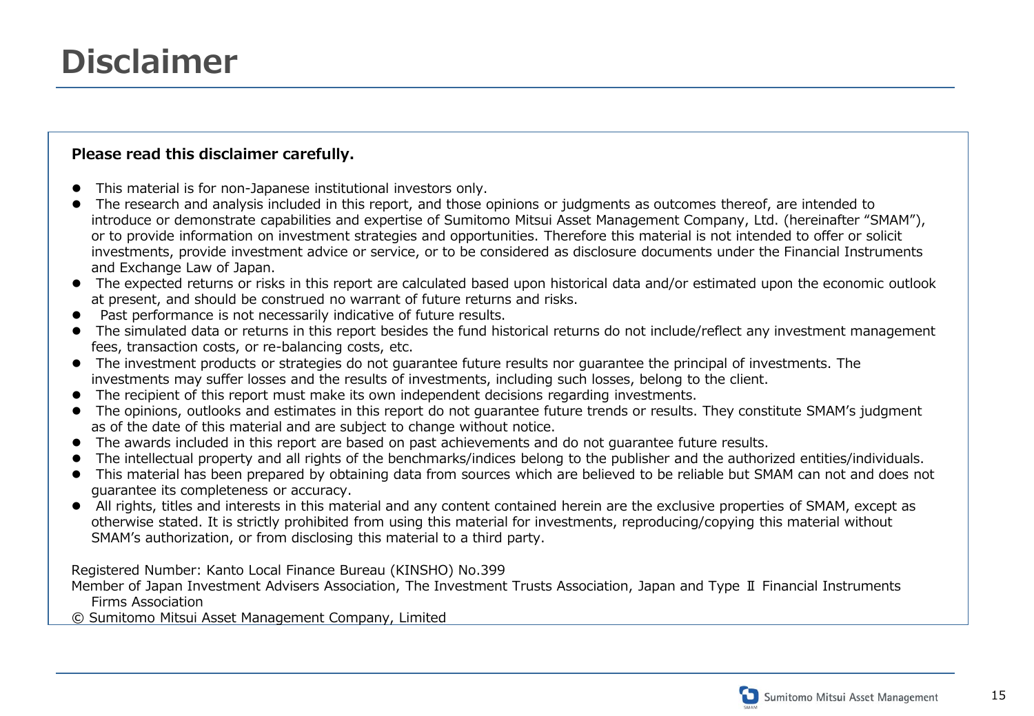# Disclaimer

**Please read this disclaimer carefully.**

- This material is for non-Japanese institutional investors only.
- The research and analysis included in this report, and those opinions or judgments as outcomes thereof, are intended to introduce or demonstrate capabilities and expertise of Sumitomo Mitsui Asset Management Company, Ltd. (hereinafter "SMAM"), or to provide information on investment strategies and opportunities. Therefore this material is not intended to offer or solicit investments, provide investment advice or service, or to be considered as disclosure documents under the Financial Instruments and Exchange Law of Japan.
- The expected returns or risks in this report are calculated based upon historical data and/or estimated upon the economic outlook at present, and should be construed no warrant of future returns and risks.
- Past performance is not necessarily indicative of future results.
- The simulated data or returns in this report besides the fund historical returns do not include/reflect any investment management fees, transaction costs, or re-balancing costs, etc.
- The investment products or strategies do not guarantee future results nor guarantee the principal of investments. The investments may suffer losses and the results of investments, including such losses, belong to the client.
- The recipient of this report must make its own independent decisions regarding investments.
- The opinions, outlooks and estimates in this report do not guarantee future trends or results. They constitute SMAM's judgment as of the date of this material and are subject to change without notice.
- The awards included in this report are based on past achievements and do not guarantee future results.
- The intellectual property and all rights of the benchmarks/indices belong to the publisher and the authorized entities/individuals.
- This material has been prepared by obtaining data from sources which are believed to be reliable but SMAM can not and does not guarantee its completeness or accuracy.
- All rights, titles and interests in this material and any content contained herein are the exclusive properties of SMAM, except as otherwise stated. It is strictly prohibited from using this material for investments, reproducing/copying this material without SMAM's authorization, or from disclosing this material to a third party.

Registered Number: Kanto Local Finance Bureau (KINSHO) No.399

Member of Japan Investment Advisers Association, The Investment Trusts Association, Japan and Type Ⅱ Financial Instruments Firms Association

© Sumitomo Mitsui Asset Management Company, Limited